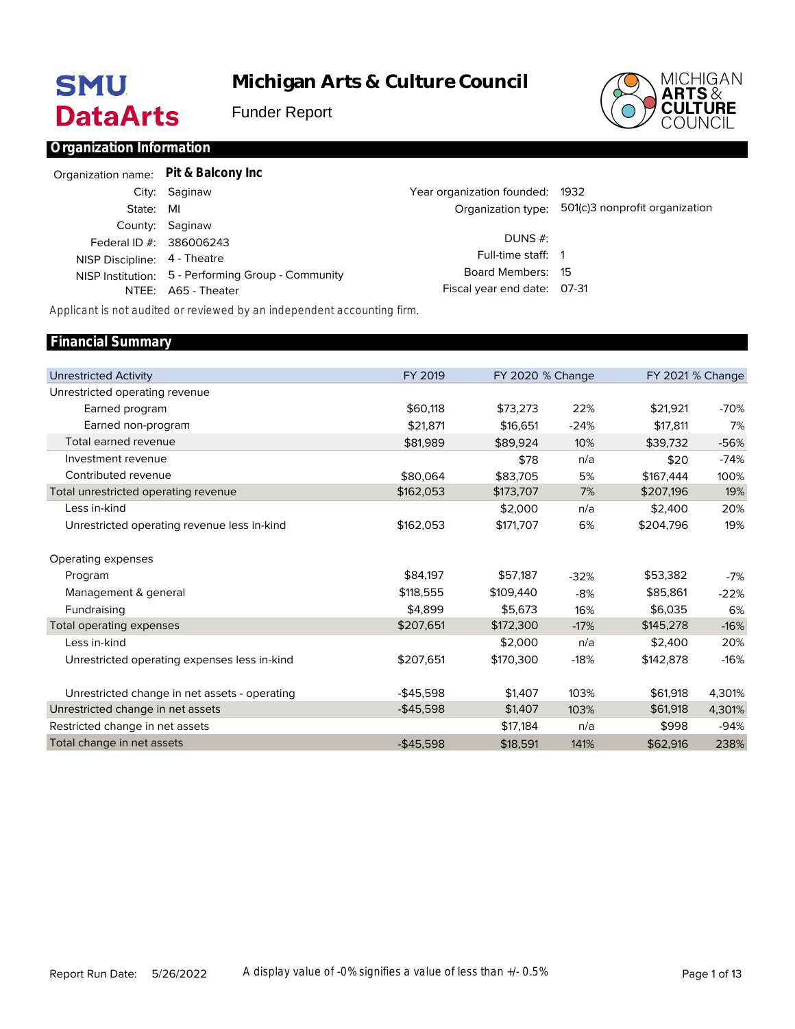# Michigan Arts & Culture Council

Funder Report

## Organization Information

| | |
|---|---|
| Organization name: | **Pit & Balcony Inc** |
| City: | Saginaw |
| State: | MI |
| County: | Saginaw |
| Federal ID #: | 386006243 |
| NISP Discipline: | 4 - Theatre |
| NISP Institution: | 5 - Performing Group - Community |
| NTEE: | A65 - Theater |

| | |
|---|---|
| Year organization founded: | 1932 |
| Organization type: | 501(c)3 nonprofit organization |
| DUNS #: | |
| Full-time staff: | 1 |
| Board Members: | 15 |
| Fiscal year end date: | 07-31 |

*Applicant is not audited or reviewed by an independent accounting firm.*

## Financial Summary

| Unrestricted Activity | FY 2019 | FY 2020 | % Change | FY 2021 | % Change |
|---|---|---|---|---|---|
| Unrestricted operating revenue | | | | | |
| Earned program | $60,118 | $73,273 | 22% | $21,921 | -70% |
| Earned non-program | $21,871 | $16,651 | -24% | $17,811 | 7% |
| Total earned revenue | $81,989 | $89,924 | 10% | $39,732 | -56% |
| Investment revenue | | $78 | n/a | $20 | -74% |
| Contributed revenue | $80,064 | $83,705 | 5% | $167,444 | 100% |
| Total unrestricted operating revenue | $162,053 | $173,707 | 7% | $207,196 | 19% |
| Less in-kind | | $2,000 | n/a | $2,400 | 20% |
| Unrestricted operating revenue less in-kind | $162,053 | $171,707 | 6% | $204,796 | 19% |
| Operating expenses | | | | | |
| Program | $84,197 | $57,187 | -32% | $53,382 | -7% |
| Management & general | $118,555 | $109,440 | -8% | $85,861 | -22% |
| Fundraising | $4,899 | $5,673 | 16% | $6,035 | 6% |
| Total operating expenses | $207,651 | $172,300 | -17% | $145,278 | -16% |
| Less in-kind | | $2,000 | n/a | $2,400 | 20% |
| Unrestricted operating expenses less in-kind | $207,651 | $170,300 | -18% | $142,878 | -16% |
| Unrestricted change in net assets - operating | -$45,598 | $1,407 | 103% | $61,918 | 4,301% |
| Unrestricted change in net assets | -$45,598 | $1,407 | 103% | $61,918 | 4,301% |
| Restricted change in net assets | | $17,184 | n/a | $998 | -94% |
| Total change in net assets | -$45,598 | $18,591 | 141% | $62,916 | 238% |

Report Run Date: 5/26/2022

A display value of -0% signifies a value of less than +/- 0.5%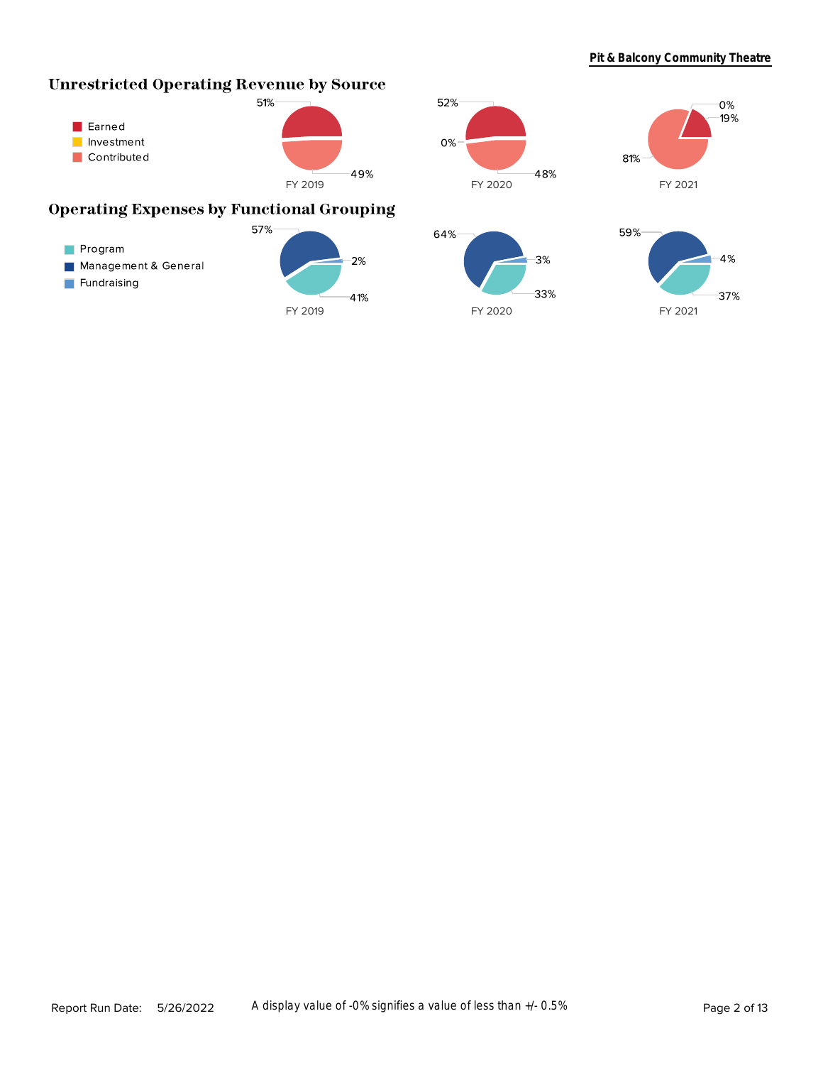## Unrestricted Operating Revenue by Source

- Earned
- Investment
- Contributed

| | FY 2019 | FY 2020 | FY 2021 |
|---|---|---|---|
| Earned | 51% | 52% | 19% |
| Investment | | 0% | 0% |
| Contributed | 49% | 48% | 81% |

## Operating Expenses by Functional Grouping

- Program
- Management & General
- Fundraising

| | FY 2019 | FY 2020 | FY 2021 |
|---|---|---|---|
| Program | 41% | 33% | 37% |
| Management & General | 57% | 64% | 59% |
| Fundraising | 2% | 3% | 4% |

Report Run Date: 5/26/2022

A display value of -0% signifies a value of less than +/- 0.5%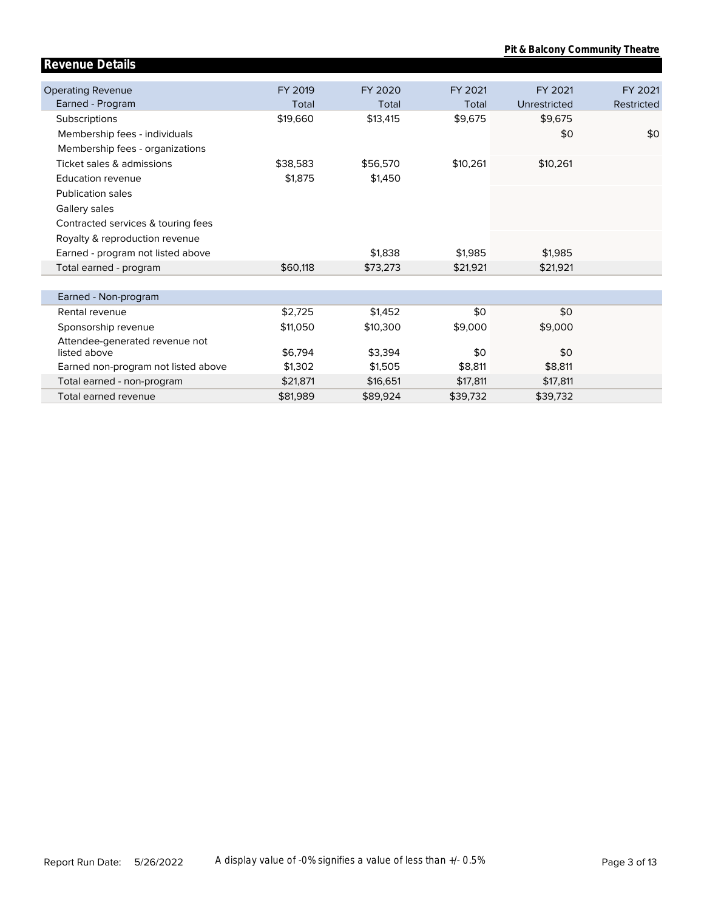## Revenue Details

| Operating Revenue | FY 2019 | FY 2020 | FY 2021 | FY 2021 | FY 2021 |
|---|---|---|---|---|---|
| Earned - Program | Total | Total | Total | Unrestricted | Restricted |
| Subscriptions | $19,660 | $13,415 | $9,675 | $9,675 | |
| Membership fees - individuals | | | | $0 | $0 |
| Membership fees - organizations | | | | | |
| Ticket sales & admissions | $38,583 | $56,570 | $10,261 | $10,261 | |
| Education revenue | $1,875 | $1,450 | | | |
| Publication sales | | | | | |
| Gallery sales | | | | | |
| Contracted services & touring fees | | | | | |
| Royalty & reproduction revenue | | | | | |
| Earned - program not listed above | | $1,838 | $1,985 | $1,985 | |
| Total earned - program | $60,118 | $73,273 | $21,921 | $21,921 | |

| Earned - Non-program | | | | | |
|---|---|---|---|---|---|
| Rental revenue | $2,725 | $1,452 | $0 | $0 | |
| Sponsorship revenue | $11,050 | $10,300 | $9,000 | $9,000 | |
| Attendee-generated revenue not listed above | $6,794 | $3,394 | $0 | $0 | |
| Earned non-program not listed above | $1,302 | $1,505 | $8,811 | $8,811 | |
| Total earned - non-program | $21,871 | $16,651 | $17,811 | $17,811 | |
| Total earned revenue | $81,989 | $89,924 | $39,732 | $39,732 | |

Report Run Date: 5/26/2022

A display value of -0% signifies a value of less than +/- 0.5%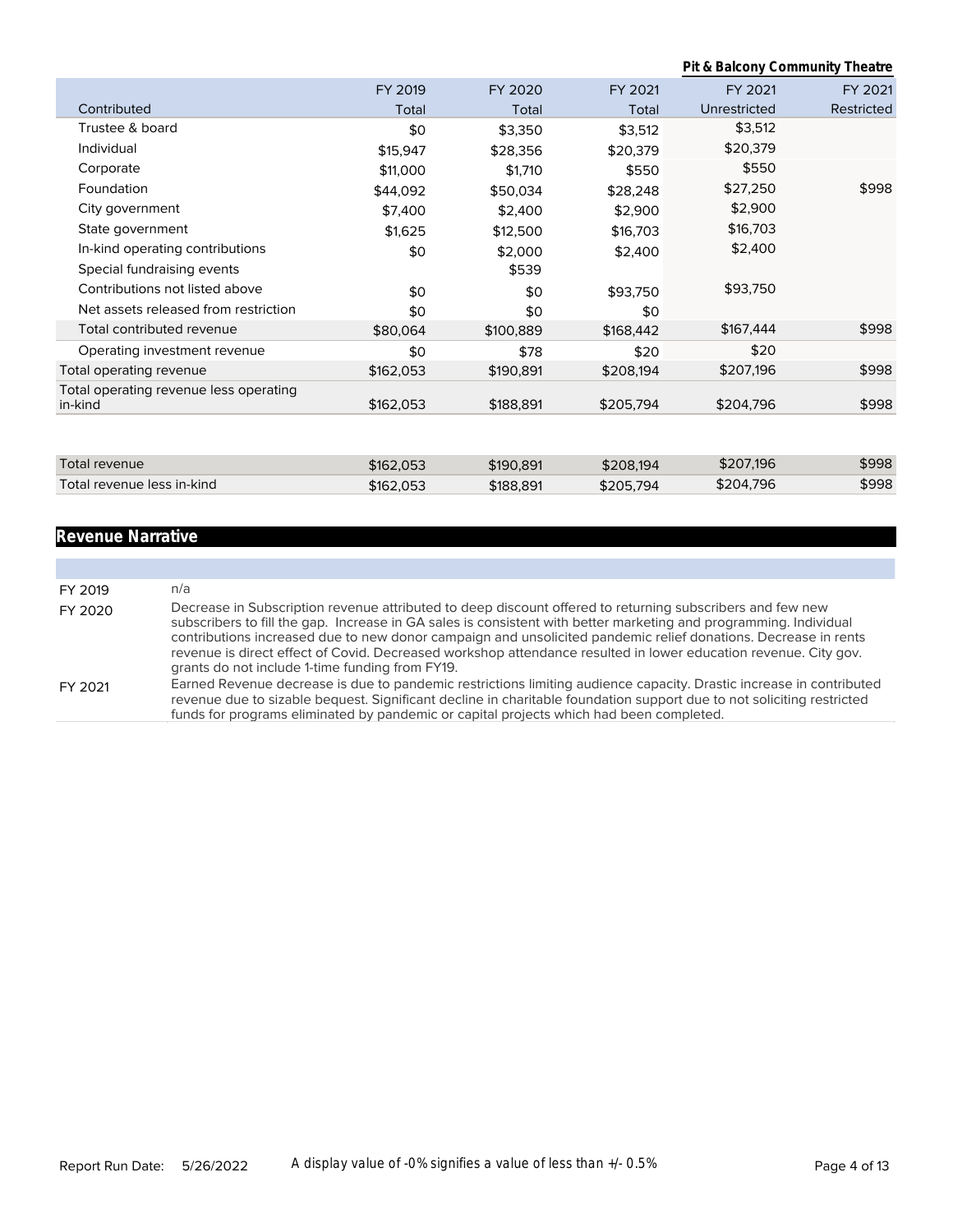| Contributed | FY 2019 Total | FY 2020 Total | FY 2021 Total | FY 2021 Unrestricted | FY 2021 Restricted |
|---|---|---|---|---|---|
| Trustee & board | $0 | $3,350 | $3,512 | $3,512 | |
| Individual | $15,947 | $28,356 | $20,379 | $20,379 | |
| Corporate | $11,000 | $1,710 | $550 | $550 | |
| Foundation | $44,092 | $50,034 | $28,248 | $27,250 | $998 |
| City government | $7,400 | $2,400 | $2,900 | $2,900 | |
| State government | $1,625 | $12,500 | $16,703 | $16,703 | |
| In-kind operating contributions | $0 | $2,000 | $2,400 | $2,400 | |
| Special fundraising events | | $539 | | | |
| Contributions not listed above | $0 | $0 | $93,750 | $93,750 | |
| Net assets released from restriction | $0 | $0 | $0 | | |
| Total contributed revenue | $80,064 | $100,889 | $168,442 | $167,444 | $998 |
| Operating investment revenue | $0 | $78 | $20 | $20 | |
| Total operating revenue | $162,053 | $190,891 | $208,194 | $207,196 | $998 |
| Total operating revenue less operating in-kind | $162,053 | $188,891 | $205,794 | $204,796 | $998 |
| Total revenue | $162,053 | $190,891 | $208,194 | $207,196 | $998 |
| Total revenue less in-kind | $162,053 | $188,891 | $205,794 | $204,796 | $998 |

## Revenue Narrative

| | |
|---|---|
| FY 2019 | n/a |
| FY 2020 | Decrease in Subscription revenue attributed to deep discount offered to returning subscribers and few new subscribers to fill the gap. Increase in GA sales is consistent with better marketing and programming. Individual contributions increased due to new donor campaign and unsolicited pandemic relief donations. Decrease in rents revenue is direct effect of Covid. Decreased workshop attendance resulted in lower education revenue. City gov. grants do not include 1-time funding from FY19. |
| FY 2021 | Earned Revenue decrease is due to pandemic restrictions limiting audience capacity. Drastic increase in contributed revenue due to sizable bequest. Significant decline in charitable foundation support due to not soliciting restricted funds for programs eliminated by pandemic or capital projects which had been completed. |

Report Run Date: 5/26/2022 A display value of -0% signifies a value of less than +/- 0.5%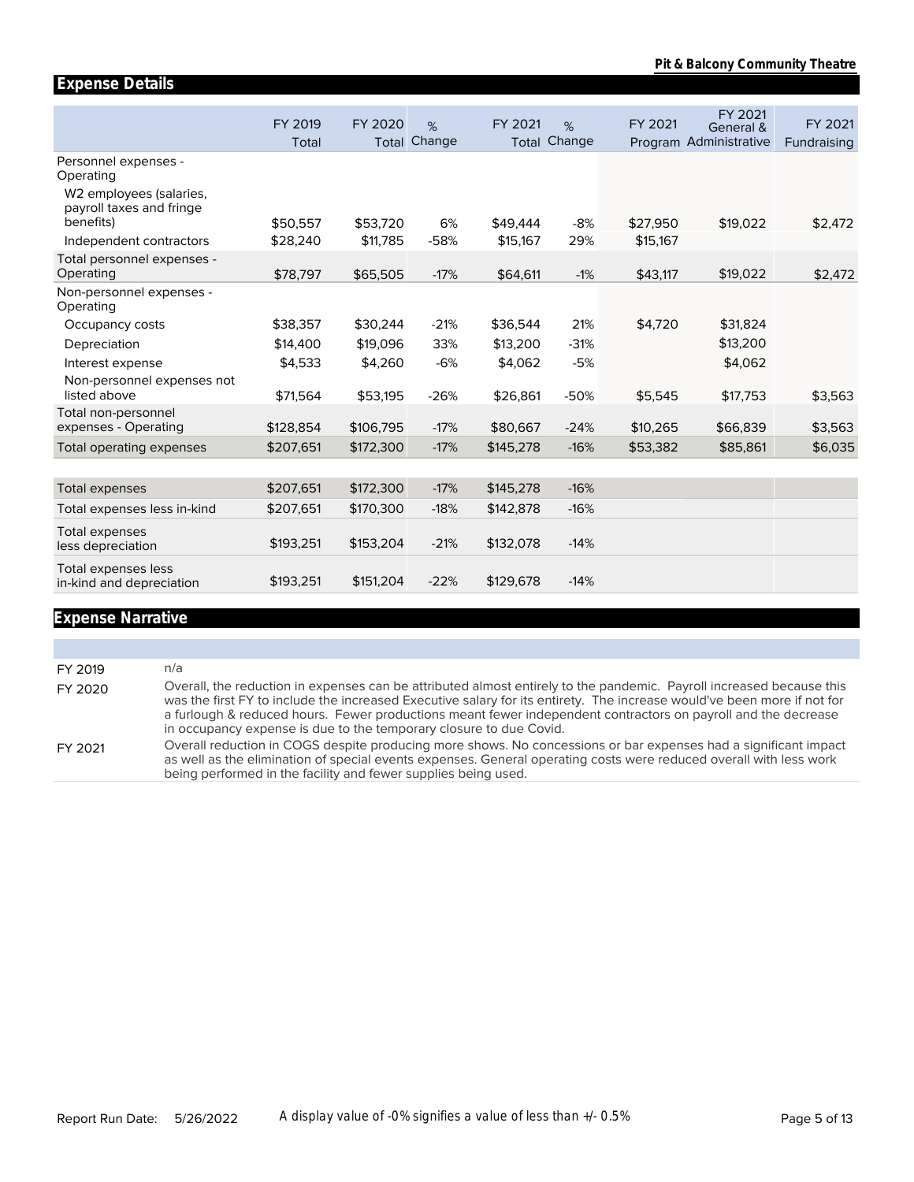## Expense Details

| | FY 2019 Total | FY 2020 Total | % Change | FY 2021 Total | % Change | FY 2021 Program | FY 2021 General & Administrative | FY 2021 Fundraising |
|---|---|---|---|---|---|---|---|---|
| Personnel expenses - Operating | | | | | | | | |
| W2 employees (salaries, payroll taxes and fringe benefits) | $50,557 | $53,720 | 6% | $49,444 | -8% | $27,950 | $19,022 | $2,472 |
| Independent contractors | $28,240 | $11,785 | -58% | $15,167 | 29% | $15,167 | | |
| Total personnel expenses - Operating | $78,797 | $65,505 | -17% | $64,611 | -1% | $43,117 | $19,022 | $2,472 |
| Non-personnel expenses - Operating | | | | | | | | |
| Occupancy costs | $38,357 | $30,244 | -21% | $36,544 | 21% | $4,720 | $31,824 | |
| Depreciation | $14,400 | $19,096 | 33% | $13,200 | -31% | | $13,200 | |
| Interest expense | $4,533 | $4,260 | -6% | $4,062 | -5% | | $4,062 | |
| Non-personnel expenses not listed above | $71,564 | $53,195 | -26% | $26,861 | -50% | $5,545 | $17,753 | $3,563 |
| Total non-personnel expenses - Operating | $128,854 | $106,795 | -17% | $80,667 | -24% | $10,265 | $66,839 | $3,563 |
| Total operating expenses | $207,651 | $172,300 | -17% | $145,278 | -16% | $53,382 | $85,861 | $6,035 |
| | | | | | | | | |
| Total expenses | $207,651 | $172,300 | -17% | $145,278 | -16% | | | |
| Total expenses less in-kind | $207,651 | $170,300 | -18% | $142,878 | -16% | | | |
| Total expenses less depreciation | $193,251 | $153,204 | -21% | $132,078 | -14% | | | |
| Total expenses less in-kind and depreciation | $193,251 | $151,204 | -22% | $129,678 | -14% | | | |

## Expense Narrative

| | |
|---|---|
| FY 2019 | n/a |
| FY 2020 | Overall, the reduction in expenses can be attributed almost entirely to the pandemic. Payroll increased because this was the first FY to include the increased Executive salary for its entirety. The increase would've been more if not for a furlough & reduced hours. Fewer productions meant fewer independent contractors on payroll and the decrease in occupancy expense is due to the temporary closure to due Covid. |
| FY 2021 | Overall reduction in COGS despite producing more shows. No concessions or bar expenses had a significant impact as well as the elimination of special events expenses. General operating costs were reduced overall with less work being performed in the facility and fewer supplies being used. |

Report Run Date: 5/26/2022

A display value of -0% signifies a value of less than +/- 0.5%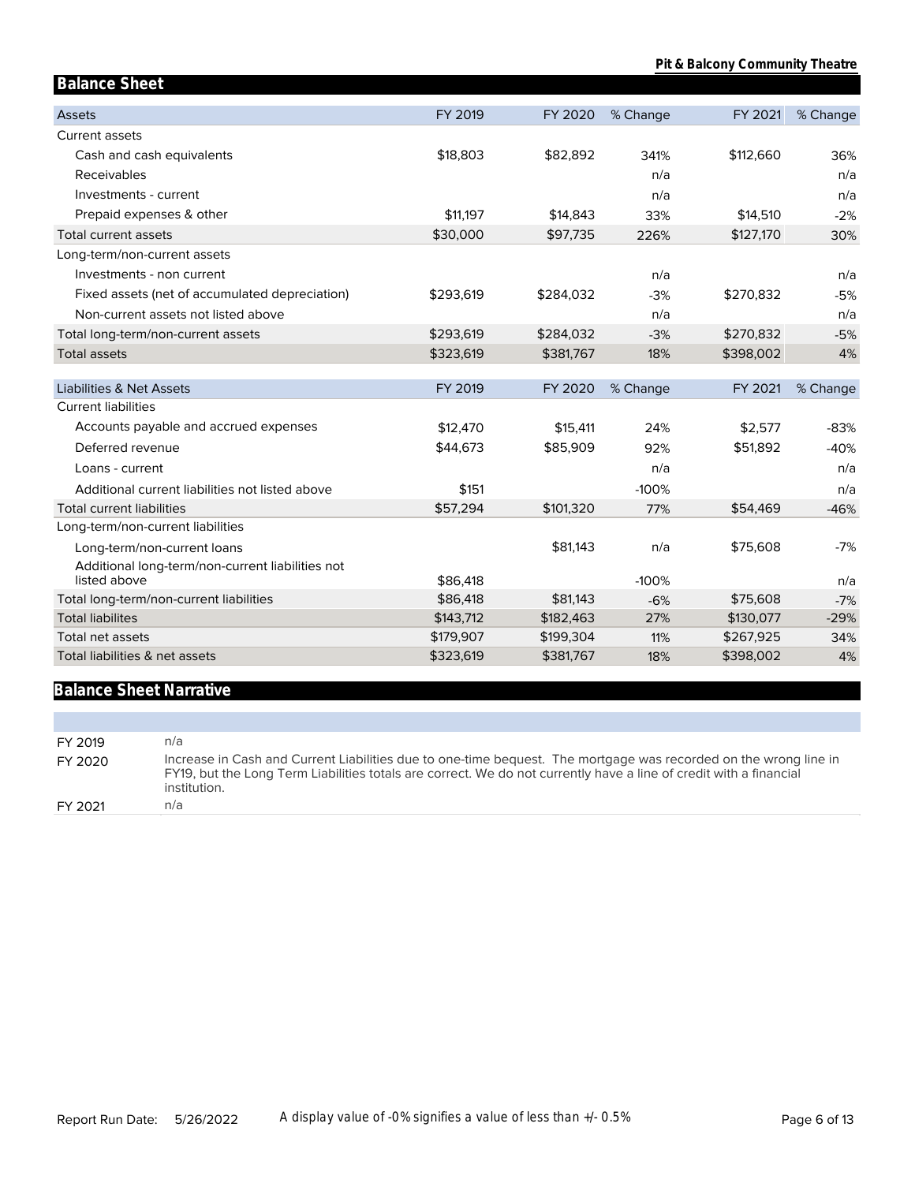Pit & Balcony Community Theatre

## Balance Sheet

| Assets | FY 2019 | FY 2020 | % Change | FY 2021 | % Change |
|---|---|---|---|---|---|
| Current assets | | | | | |
| Cash and cash equivalents | $18,803 | $82,892 | 341% | $112,660 | 36% |
| Receivables | | | n/a | | n/a |
| Investments - current | | | n/a | | n/a |
| Prepaid expenses & other | $11,197 | $14,843 | 33% | $14,510 | -2% |
| Total current assets | $30,000 | $97,735 | 226% | $127,170 | 30% |
| Long-term/non-current assets | | | | | |
| Investments - non current | | | n/a | | n/a |
| Fixed assets (net of accumulated depreciation) | $293,619 | $284,032 | -3% | $270,832 | -5% |
| Non-current assets not listed above | | | n/a | | n/a |
| Total long-term/non-current assets | $293,619 | $284,032 | -3% | $270,832 | -5% |
| Total assets | $323,619 | $381,767 | 18% | $398,002 | 4% |

| Liabilities & Net Assets | FY 2019 | FY 2020 | % Change | FY 2021 | % Change |
|---|---|---|---|---|---|
| Current liabilities | | | | | |
| Accounts payable and accrued expenses | $12,470 | $15,411 | 24% | $2,577 | -83% |
| Deferred revenue | $44,673 | $85,909 | 92% | $51,892 | -40% |
| Loans - current | | | n/a | | n/a |
| Additional current liabilities not listed above | $151 | | -100% | | n/a |
| Total current liabilities | $57,294 | $101,320 | 77% | $54,469 | -46% |
| Long-term/non-current liabilities | | | | | |
| Long-term/non-current loans | | $81,143 | n/a | $75,608 | -7% |
| Additional long-term/non-current liabilities not listed above | $86,418 | | -100% | | n/a |
| Total long-term/non-current liabilities | $86,418 | $81,143 | -6% | $75,608 | -7% |
| Total liabilites | $143,712 | $182,463 | 27% | $130,077 | -29% |
| Total net assets | $179,907 | $199,304 | 11% | $267,925 | 34% |
| Total liabilities & net assets | $323,619 | $381,767 | 18% | $398,002 | 4% |

## Balance Sheet Narrative

| | |
|---|---|
| FY 2019 | n/a |
| FY 2020 | Increase in Cash and Current Liabilities due to one-time bequest. The mortgage was recorded on the wrong line in FY19, but the Long Term Liabilities totals are correct. We do not currently have a line of credit with a financial institution. |
| FY 2021 | n/a |

Report Run Date: 5/26/2022

A display value of -0% signifies a value of less than +/- 0.5%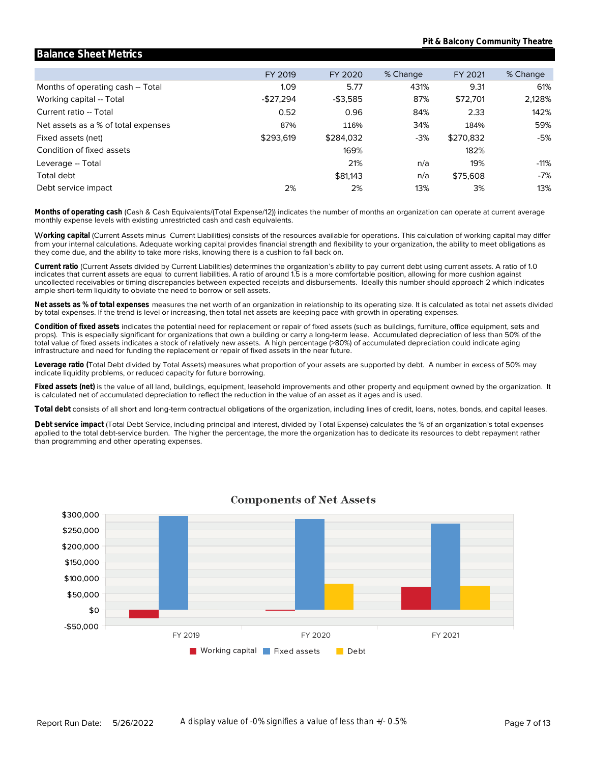## Balance Sheet Metrics

| | FY 2019 | FY 2020 | % Change | FY 2021 | % Change |
|---|---|---|---|---|---|
| Months of operating cash -- Total | 1.09 | 5.77 | 431% | 9.31 | 61% |
| Working capital -- Total | -$27,294 | -$3,585 | 87% | $72,701 | 2,128% |
| Current ratio -- Total | 0.52 | 0.96 | 84% | 2.33 | 142% |
| Net assets as a % of total expenses | 87% | 116% | 34% | 184% | 59% |
| Fixed assets (net) | $293,619 | $284,032 | -3% | $270,832 | -5% |
| Condition of fixed assets | | 169% | | 182% | |
| Leverage -- Total | | 21% | n/a | 19% | -11% |
| Total debt | | $81,143 | n/a | $75,608 | -7% |
| Debt service impact | 2% | 2% | 13% | 3% | 13% |

**Months of operating cash** (Cash & Cash Equivalents/(Total Expense/12)) indicates the number of months an organization can operate at current average monthly expense levels with existing unrestricted cash and cash equivalents.

**Working capital** (Current Assets minus Current Liabilities) consists of the resources available for operations. This calculation of working capital may differ from your internal calculations. Adequate working capital provides financial strength and flexibility to your organization, the ability to meet obligations as they come due, and the ability to take more risks, knowing there is a cushion to fall back on.

**Current ratio** (Current Assets divided by Current Liabilities) determines the organization's ability to pay current debt using current assets. A ratio of 1.0 indicates that current assets are equal to current liabilities. A ratio of around 1.5 is a more comfortable position, allowing for more cushion against uncollected receivables or timing discrepancies between expected receipts and disbursements. Ideally this number should approach 2 which indicates ample short-term liquidity to obviate the need to borrow or sell assets.

**Net assets as % of total expenses** measures the net worth of an organization in relationship to its operating size. It is calculated as total net assets divided by total expenses. If the trend is level or increasing, then total net assets are keeping pace with growth in operating expenses.

**Condition of fixed assets** indicates the potential need for replacement or repair of fixed assets (such as buildings, furniture, office equipment, sets and props). This is especially significant for organizations that own a building or carry a long-term lease. Accumulated depreciation of less than 50% of the total value of fixed assets indicates a stock of relatively new assets. A high percentage (>80%) of accumulated depreciation could indicate aging infrastructure and need for funding the replacement or repair of fixed assets in the near future.

**Leverage ratio (**Total Debt divided by Total Assets) measures what proportion of your assets are supported by debt. A number in excess of 50% may indicate liquidity problems, or reduced capacity for future borrowing.

**Fixed assets (net)** is the value of all land, buildings, equipment, leasehold improvements and other property and equipment owned by the organization. It is calculated net of accumulated depreciation to reflect the reduction in the value of an asset as it ages and is used.

**Total debt** consists of all short and long-term contractual obligations of the organization, including lines of credit, loans, notes, bonds, and capital leases.

**Debt service impact** (Total Debt Service, including principal and interest, divided by Total Expense) calculates the % of an organization's total expenses applied to the total debt-service burden. The higher the percentage, the more the organization has to dedicate its resources to debt repayment rather than programming and other operating expenses.

### Components of Net Assets

Legend: Working capital, Fixed assets, Debt

Report Run Date: 5/26/2022

A display value of -0% signifies a value of less than +/- 0.5%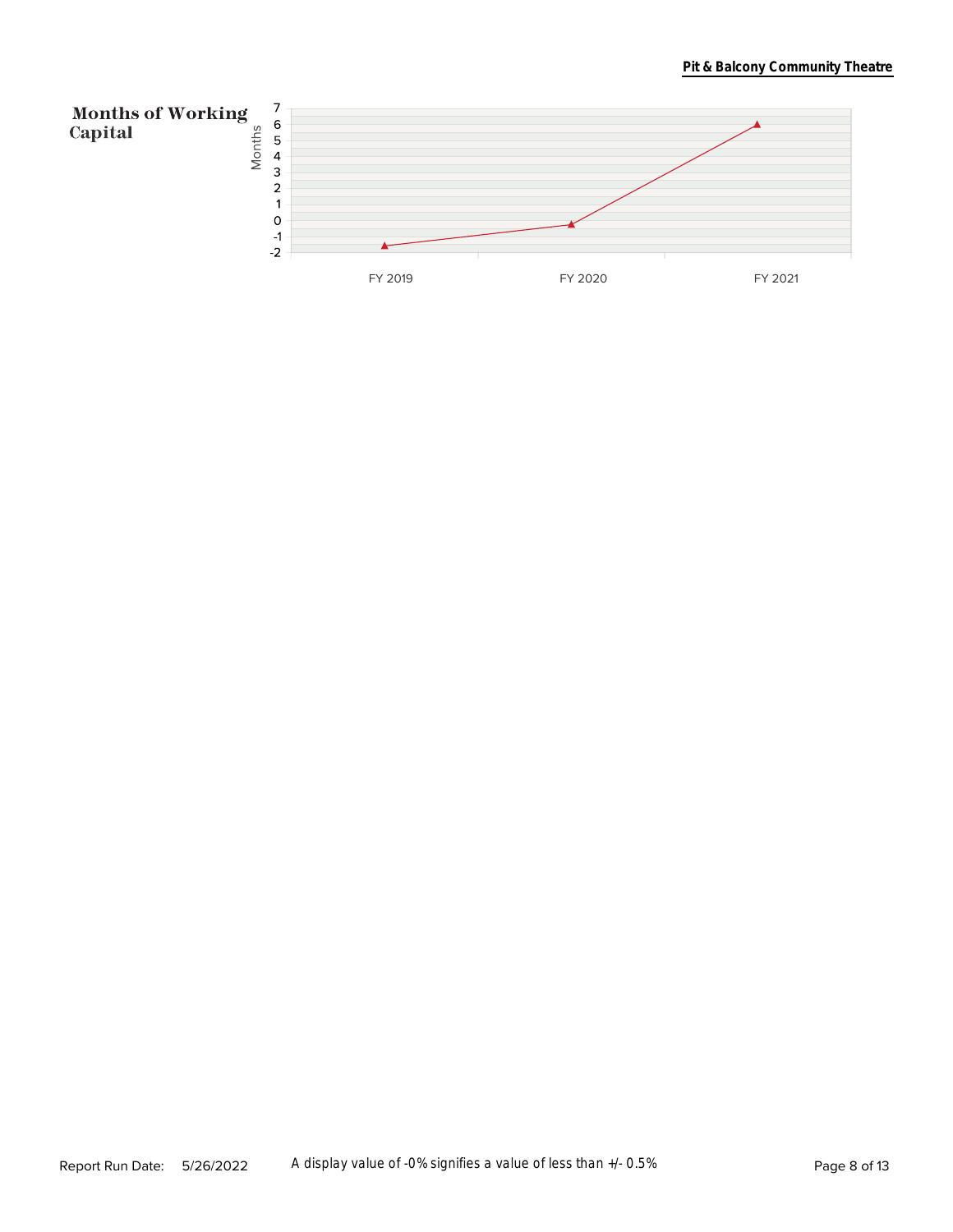## Months of Working Capital

Months

7
6
5
4
3
2
1
0
-1
-2

FY 2019 FY 2020 FY 2021

Report Run Date: 5/26/2022

A display value of -0% signifies a value of less than +/- 0.5%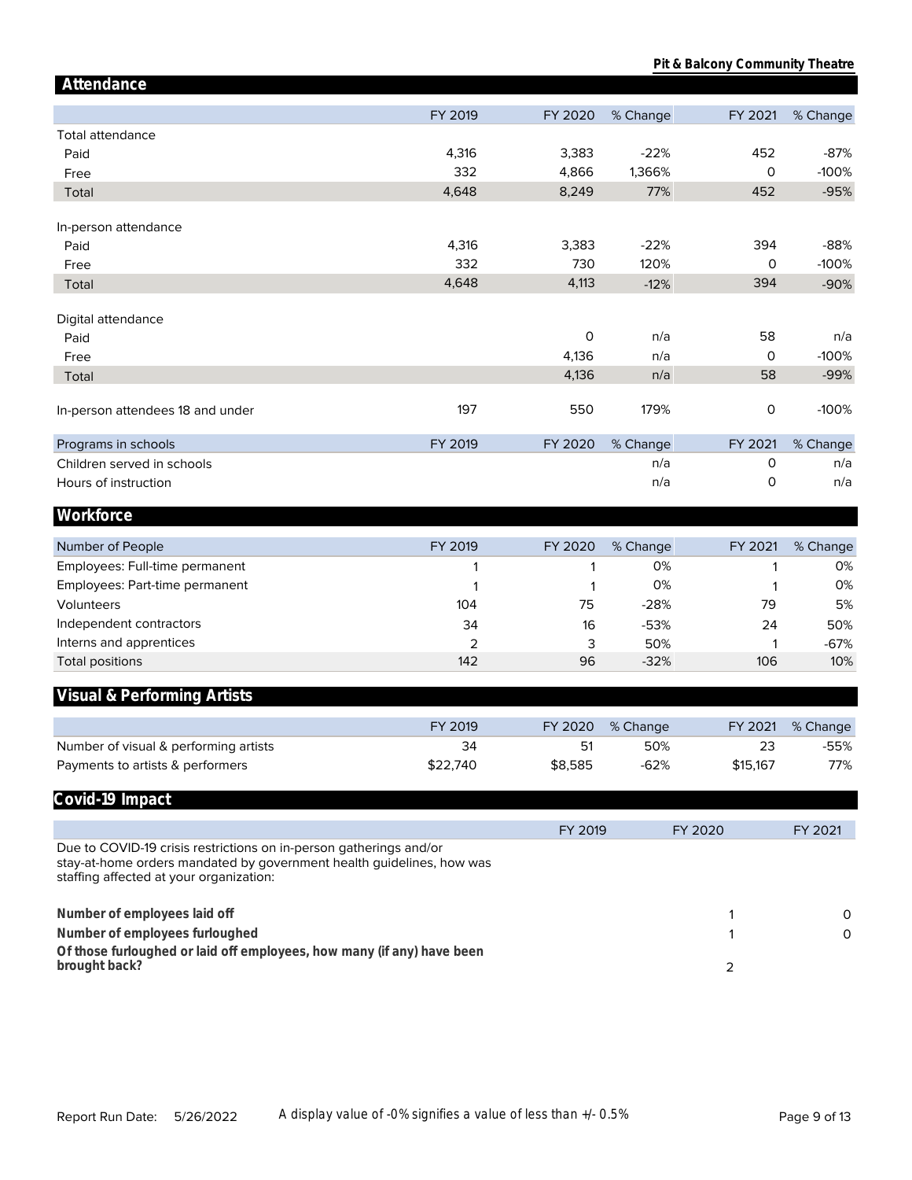## Attendance

| | FY 2019 | FY 2020 | % Change | FY 2021 | % Change |
|---|---|---|---|---|---|
| Total attendance | | | | | |
| Paid | 4,316 | 3,383 | -22% | 452 | -87% |
| Free | 332 | 4,866 | 1,366% | 0 | -100% |
| Total | 4,648 | 8,249 | 77% | 452 | -95% |
| | | | | | |
| In-person attendance | | | | | |
| Paid | 4,316 | 3,383 | -22% | 394 | -88% |
| Free | 332 | 730 | 120% | 0 | -100% |
| Total | 4,648 | 4,113 | -12% | 394 | -90% |
| | | | | | |
| Digital attendance | | | | | |
| Paid | | 0 | n/a | 58 | n/a |
| Free | | 4,136 | n/a | 0 | -100% |
| Total | | 4,136 | n/a | 58 | -99% |
| | | | | | |
| In-person attendees 18 and under | 197 | 550 | 179% | 0 | -100% |

| Programs in schools | FY 2019 | FY 2020 | % Change | FY 2021 | % Change |
|---|---|---|---|---|---|
| Children served in schools | | | n/a | 0 | n/a |
| Hours of instruction | | | n/a | 0 | n/a |

## Workforce

| Number of People | FY 2019 | FY 2020 | % Change | FY 2021 | % Change |
|---|---|---|---|---|---|
| Employees: Full-time permanent | 1 | 1 | 0% | 1 | 0% |
| Employees: Part-time permanent | 1 | 1 | 0% | 1 | 0% |
| Volunteers | 104 | 75 | -28% | 79 | 5% |
| Independent contractors | 34 | 16 | -53% | 24 | 50% |
| Interns and apprentices | 2 | 3 | 50% | 1 | -67% |
| Total positions | 142 | 96 | -32% | 106 | 10% |

## Visual & Performing Artists

| | FY 2019 | FY 2020 | % Change | FY 2021 | % Change |
|---|---|---|---|---|---|
| Number of visual & performing artists | 34 | 51 | 50% | 23 | -55% |
| Payments to artists & performers | $22,740 | $8,585 | -62% | $15,167 | 77% |

## Covid-19 Impact

| | FY 2019 | FY 2020 | FY 2021 |
|---|---|---|---|
| Due to COVID-19 crisis restrictions on in-person gatherings and/or stay-at-home orders mandated by government health guidelines, how was staffing affected at your organization: | | | |
| **Number of employees laid off** | | 1 | 0 |
| **Number of employees furloughed** | | 1 | 0 |
| **Of those furloughed or laid off employees, how many (if any) have been brought back?** | | 2 | |

Report Run Date: 5/26/2022

A display value of -0% signifies a value of less than +/- 0.5%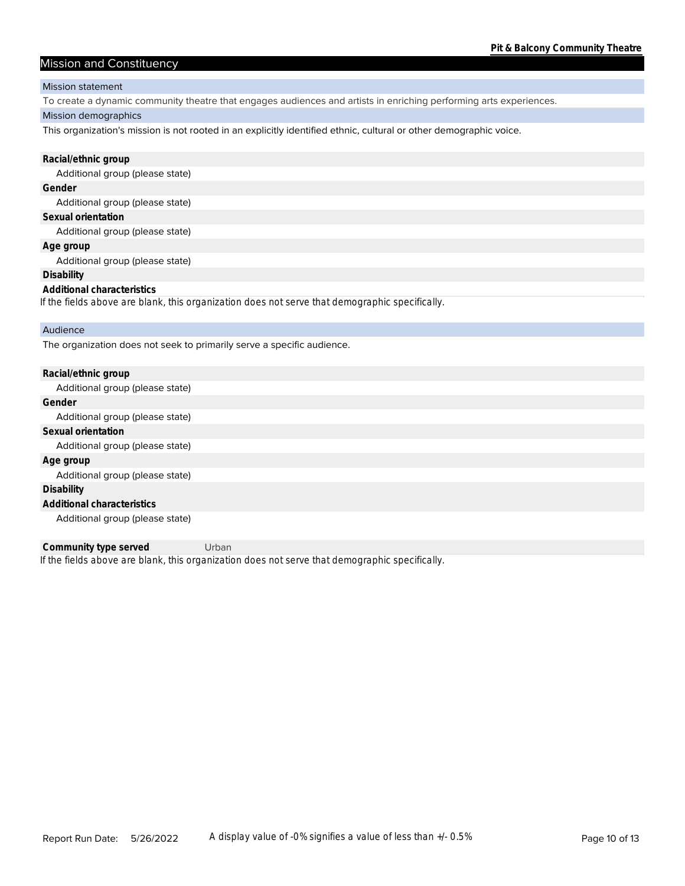## Mission and Constituency

### Mission statement

To create a dynamic community theatre that engages audiences and artists in enriching performing arts experiences.

### Mission demographics

This organization's mission is not rooted in an explicitly identified ethnic, cultural or other demographic voice.

**Racial/ethnic group**

Additional group (please state)

**Gender**

Additional group (please state)

**Sexual orientation**

Additional group (please state)

**Age group**

Additional group (please state)

**Disability**

**Additional characteristics**

*If the fields above are blank, this organization does not serve that demographic specifically.*

### Audience

The organization does not seek to primarily serve a specific audience.

**Racial/ethnic group**

Additional group (please state)

**Gender**

Additional group (please state)

**Sexual orientation**

Additional group (please state)

**Age group**

Additional group (please state)

**Disability**

**Additional characteristics**

Additional group (please state)

**Community type served** Urban

*If the fields above are blank, this organization does not serve that demographic specifically.*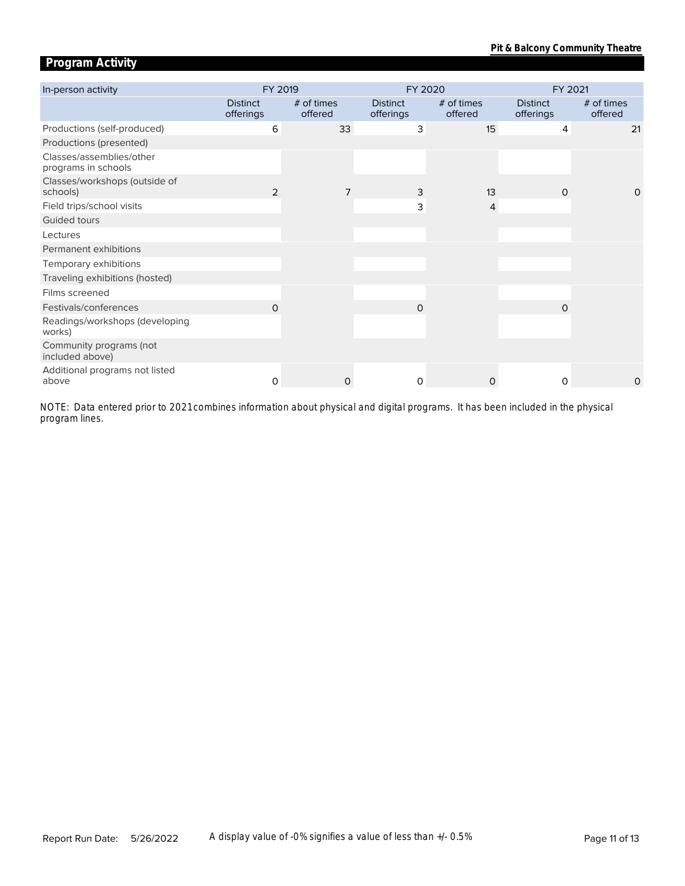## Program Activity

| In-person activity | FY 2019 | | FY 2020 | | FY 2021 | |
|---|---|---|---|---|---|---|
| | Distinct offerings | # of times offered | Distinct offerings | # of times offered | Distinct offerings | # of times offered |
| Productions (self-produced) | 6 | 33 | 3 | 15 | 4 | 21 |
| Productions (presented) | | | | | | |
| Classes/assemblies/other programs in schools | | | | | | |
| Classes/workshops (outside of schools) | 2 | 7 | 3 | 13 | 0 | 0 |
| Field trips/school visits | | | 3 | 4 | | |
| Guided tours | | | | | | |
| Lectures | | | | | | |
| Permanent exhibitions | | | | | | |
| Temporary exhibitions | | | | | | |
| Traveling exhibitions (hosted) | | | | | | |
| Films screened | | | | | | |
| Festivals/conferences | 0 | | 0 | | 0 | |
| Readings/workshops (developing works) | | | | | | |
| Community programs (not included above) | | | | | | |
| Additional programs not listed above | 0 | 0 | 0 | 0 | 0 | 0 |

NOTE: Data entered prior to 2021 combines information about physical and digital programs. It has been included in the physical program lines.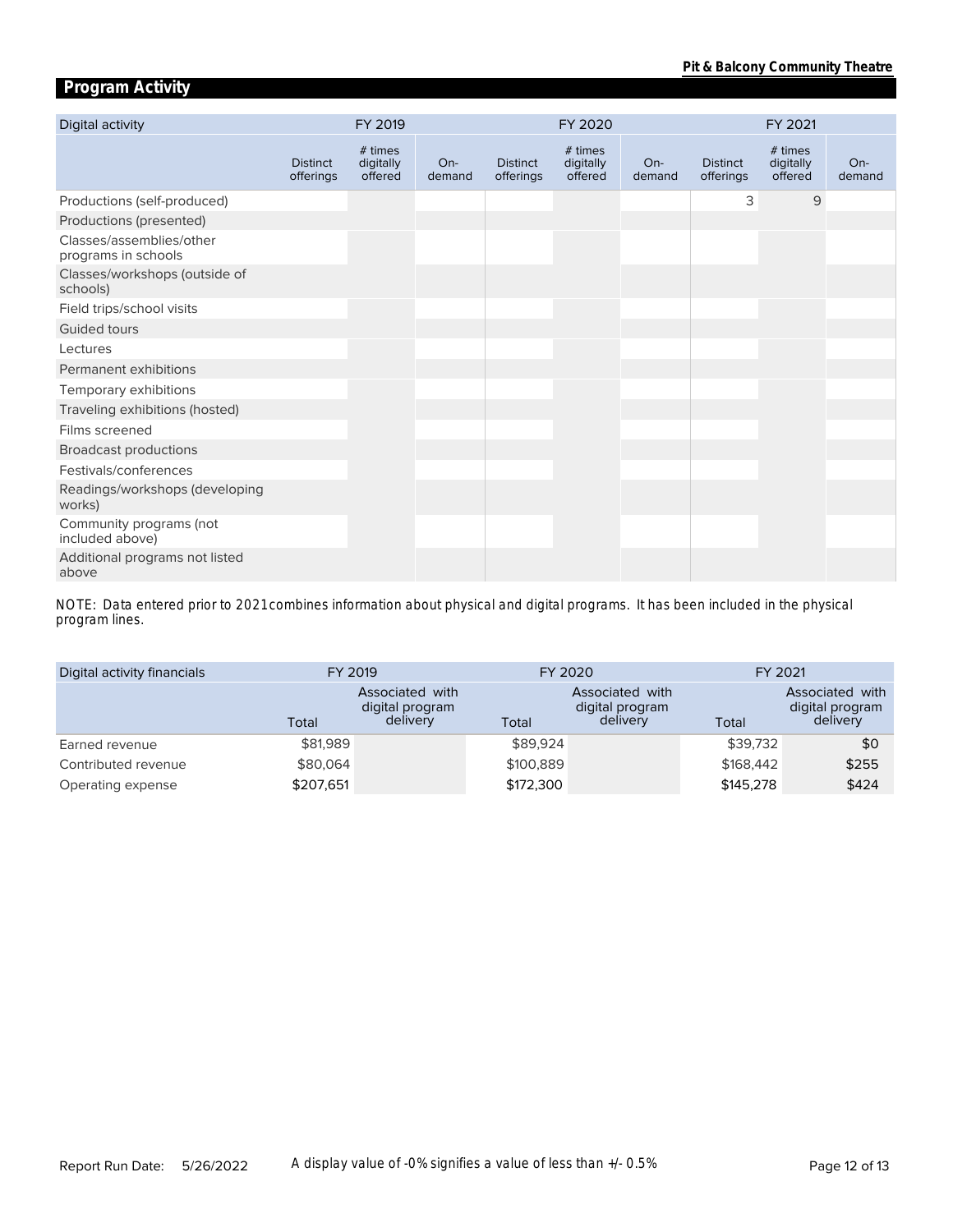## Program Activity

| Digital activity | FY 2019 | | | FY 2020 | | | FY 2021 | | |
|---|---|---|---|---|---|---|---|---|---|
| | Distinct offerings | # times digitally offered | On-demand | Distinct offerings | # times digitally offered | On-demand | Distinct offerings | # times digitally offered | On-demand |
| Productions (self-produced) | | | | | | | 3 | 9 | |
| Productions (presented) | | | | | | | | | |
| Classes/assemblies/other programs in schools | | | | | | | | | |
| Classes/workshops (outside of schools) | | | | | | | | | |
| Field trips/school visits | | | | | | | | | |
| Guided tours | | | | | | | | | |
| Lectures | | | | | | | | | |
| Permanent exhibitions | | | | | | | | | |
| Temporary exhibitions | | | | | | | | | |
| Traveling exhibitions (hosted) | | | | | | | | | |
| Films screened | | | | | | | | | |
| Broadcast productions | | | | | | | | | |
| Festivals/conferences | | | | | | | | | |
| Readings/workshops (developing works) | | | | | | | | | |
| Community programs (not included above) | | | | | | | | | |
| Additional programs not listed above | | | | | | | | | |

NOTE: Data entered prior to 2021 combines information about physical and digital programs. It has been included in the physical program lines.

| Digital activity financials | FY 2019 | | FY 2020 | | FY 2021 | |
|---|---|---|---|---|---|---|
| | Total | Associated with digital program delivery | Total | Associated with digital program delivery | Total | Associated with digital program delivery |
| Earned revenue | $81,989 | | $89,924 | | $39,732 | $0 |
| Contributed revenue | $80,064 | | $100,889 | | $168,442 | $255 |
| Operating expense | $207,651 | | $172,300 | | $145,278 | $424 |

Report Run Date: 5/26/2022

A display value of -0% signifies a value of less than +/- 0.5%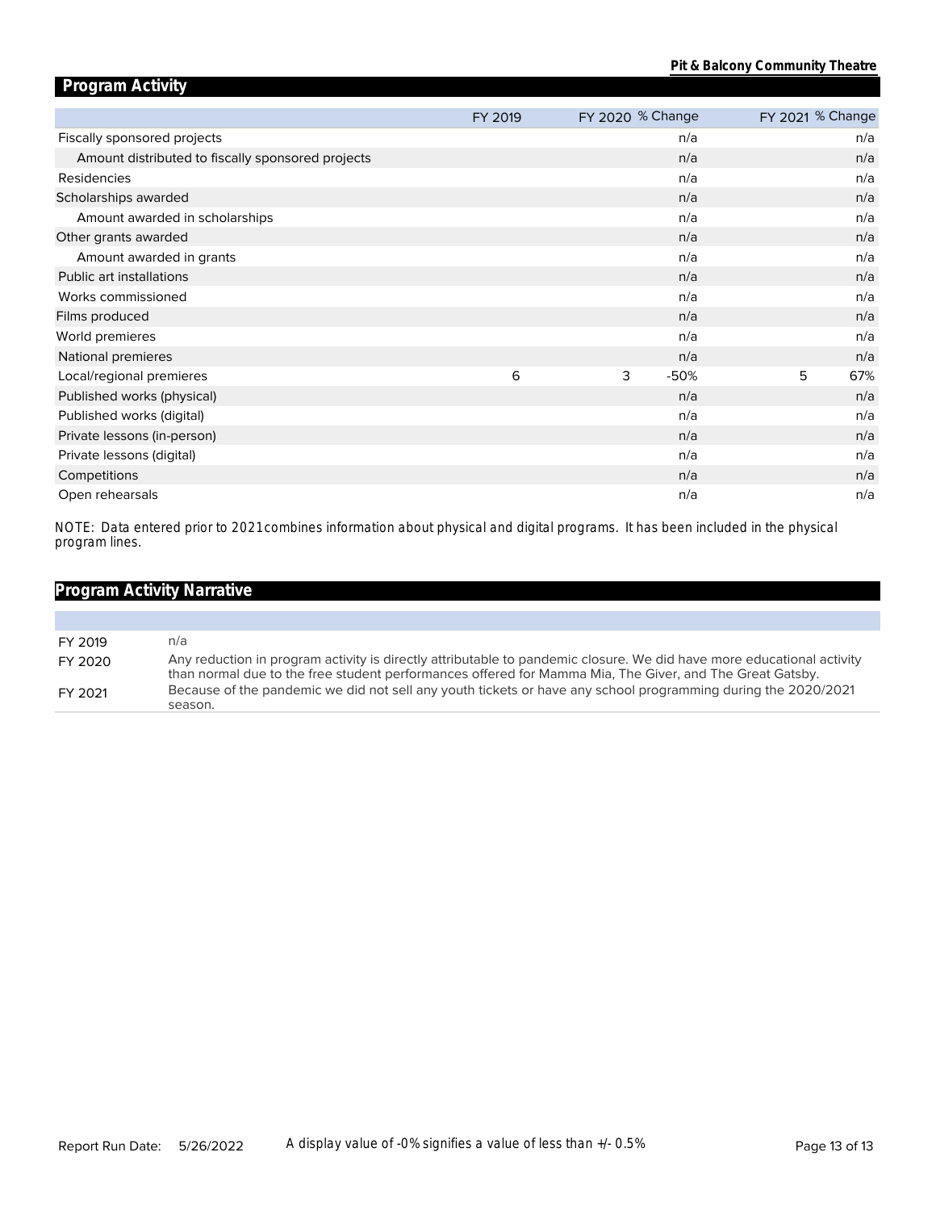## Program Activity

| | FY 2019 | FY 2020 | % Change | FY 2021 | % Change |
|---|---|---|---|---|---|
| Fiscally sponsored projects | | | n/a | | n/a |
| Amount distributed to fiscally sponsored projects | | | n/a | | n/a |
| Residencies | | | n/a | | n/a |
| Scholarships awarded | | | n/a | | n/a |
| Amount awarded in scholarships | | | n/a | | n/a |
| Other grants awarded | | | n/a | | n/a |
| Amount awarded in grants | | | n/a | | n/a |
| Public art installations | | | n/a | | n/a |
| Works commissioned | | | n/a | | n/a |
| Films produced | | | n/a | | n/a |
| World premieres | | | n/a | | n/a |
| National premieres | | | n/a | | n/a |
| Local/regional premieres | 6 | 3 | -50% | 5 | 67% |
| Published works (physical) | | | n/a | | n/a |
| Published works (digital) | | | n/a | | n/a |
| Private lessons (in-person) | | | n/a | | n/a |
| Private lessons (digital) | | | n/a | | n/a |
| Competitions | | | n/a | | n/a |
| Open rehearsals | | | n/a | | n/a |

NOTE: Data entered prior to 2021 combines information about physical and digital programs. It has been included in the physical program lines.

## Program Activity Narrative

| | |
|---|---|
| FY 2019 | n/a |
| FY 2020 | Any reduction in program activity is directly attributable to pandemic closure. We did have more educational activity than normal due to the free student performances offered for Mamma Mia, The Giver, and The Great Gatsby. |
| FY 2021 | Because of the pandemic we did not sell any youth tickets or have any school programming during the 2020/2021 season. |

A display value of -0% signifies a value of less than +/- 0.5%